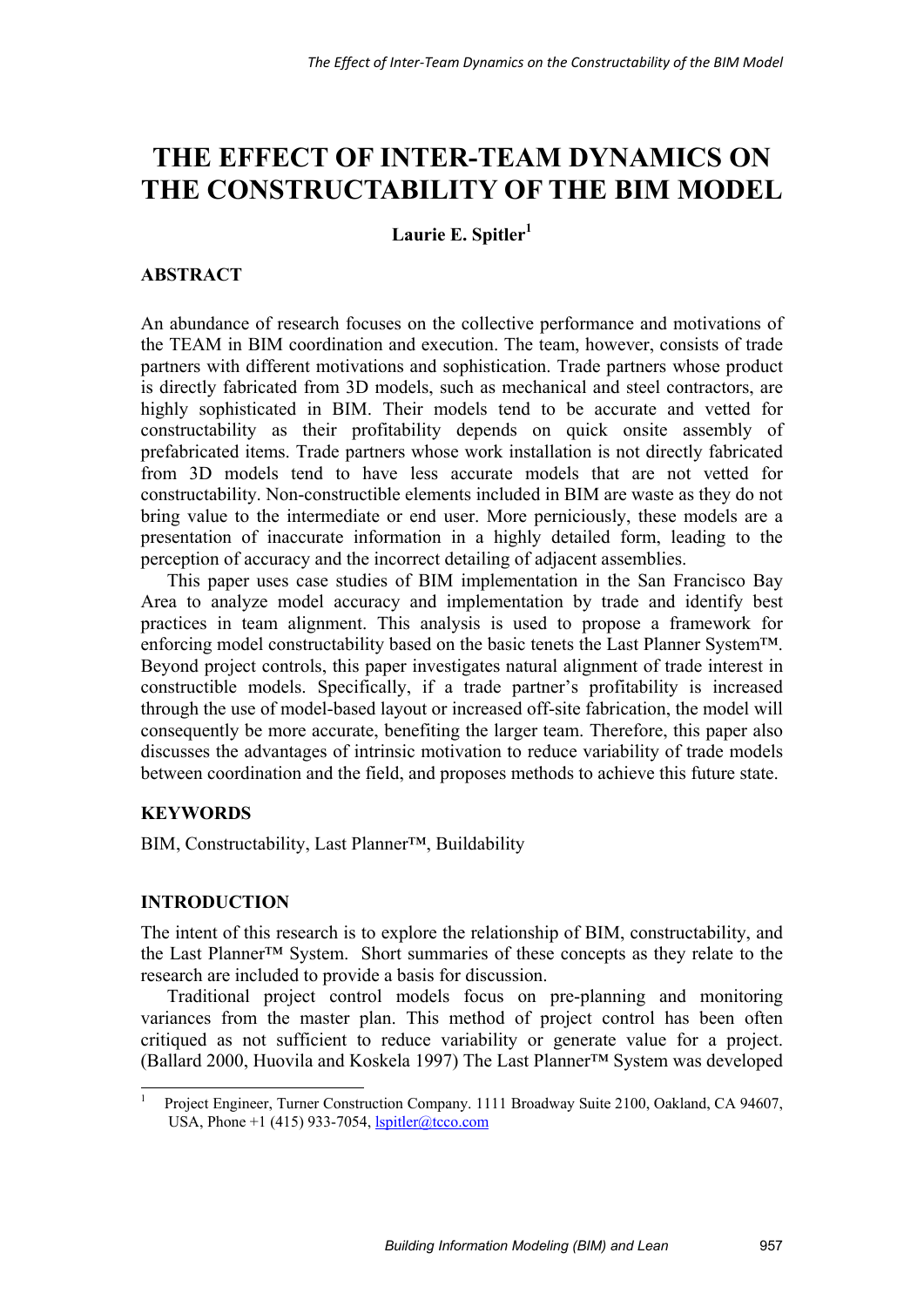# THE EFFECT OF INTER-TEAM DYNAMICS ON THE CONSTRUCTABILITY OF THE BIM MODEL

**Laurie E. Spitler[1]**

## ABSTRACT

An abundance of research focuses on the collective performance and motivations of the TEAM in BIM coordination and execution. The team, however, consists of trade partners with different motivations and sophistication. Trade partners whose product is directly fabricated from 3D models, such as mechanical and steel contractors, are highly sophisticated in BIM. Their models tend to be accurate and vetted for constructability as their profitability depends on quick onsite assembly of prefabricated items. Trade partners whose work installation is not directly fabricated from 3D models tend to have less accurate models that are not vetted for constructability. Non-constructible elements included in BIM are waste as they do not bring value to the intermediate or end user. More perniciously, these models are a presentation of inaccurate information in a highly detailed form, leading to the perception of accuracy and the incorrect detailing of adjacent assemblies.

This paper uses case studies of BIM implementation in the San Francisco Bay Area to analyze model accuracy and implementation by trade and identify best practices in team alignment. This analysis is used to propose a framework for enforcing model constructability based on the basic tenets the Last Planner System™. Beyond project controls, this paper investigates natural alignment of trade interest in constructible models. Specifically, if a trade partner's profitability is increased through the use of model-based layout or increased off-site fabrication, the model will consequently be more accurate, benefiting the larger team. Therefore, this paper also discusses the advantages of intrinsic motivation to reduce variability of trade models between coordination and the field, and proposes methods to achieve this future state.

## KEYWORDS

BIM, Constructability, Last Planner™, Buildability

## INTRODUCTION

The intent of this research is to explore the relationship of BIM, constructability, and the Last Planner™ System. Short summaries of these concepts as they relate to the research are included to provide a basis for discussion.

Traditional project control models focus on pre-planning and monitoring variances from the master plan. This method of project control has been often critiqued as not sufficient to reduce variability or generate value for a project. (Ballard 2000, Huovila and Koskela 1997) The Last Planner™ System was developed

[1] Project Engineer, Turner Construction Company. 1111 Broadway Suite 2100, Oakland, CA 94607, USA, Phone +1 (415) 933-7054, lspitler@tcco.com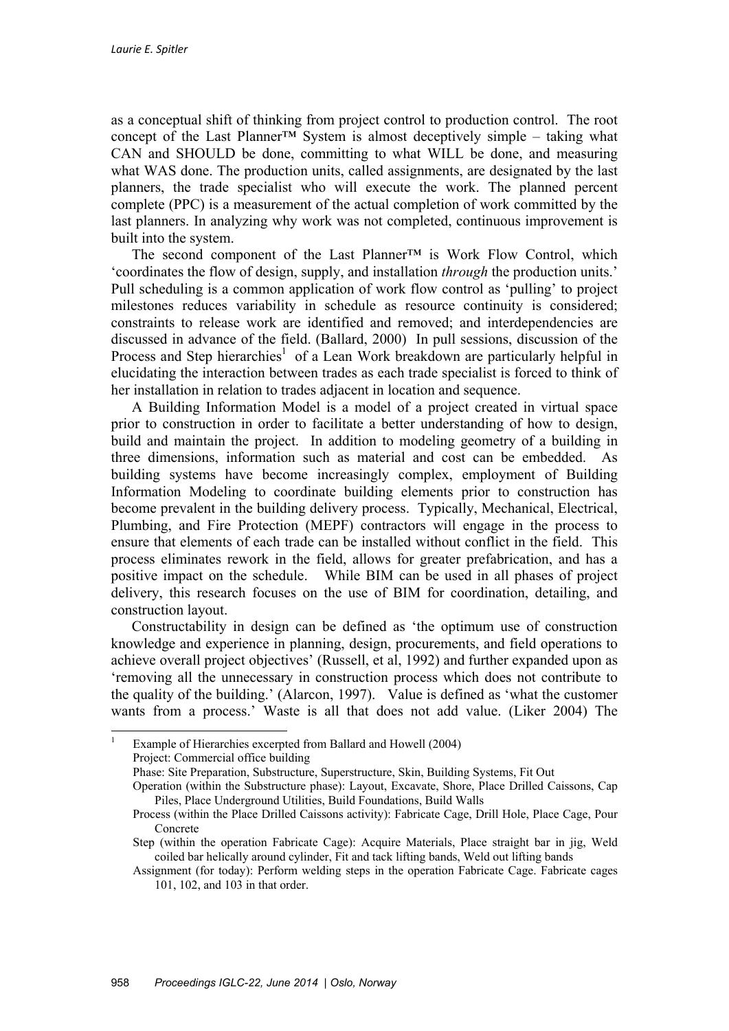as a conceptual shift of thinking from project control to production control. The root concept of the Last Planner™ System is almost deceptively simple – taking what CAN and SHOULD be done, committing to what WILL be done, and measuring what WAS done. The production units, called assignments, are designated by the last planners, the trade specialist who will execute the work. The planned percent complete (PPC) is a measurement of the actual completion of work committed by the last planners. In analyzing why work was not completed, continuous improvement is built into the system.

The second component of the Last Planner™ is Work Flow Control, which 'coordinates the flow of design, supply, and installation *through* the production units.' Pull scheduling is a common application of work flow control as 'pulling' to project milestones reduces variability in schedule as resource continuity is considered; constraints to release work are identified and removed; and interdependencies are discussed in advance of the field. (Ballard, 2000) In pull sessions, discussion of the Process and Step hierarchies[1] of a Lean Work breakdown are particularly helpful in elucidating the interaction between trades as each trade specialist is forced to think of her installation in relation to trades adjacent in location and sequence.

A Building Information Model is a model of a project created in virtual space prior to construction in order to facilitate a better understanding of how to design, build and maintain the project. In addition to modeling geometry of a building in three dimensions, information such as material and cost can be embedded. As building systems have become increasingly complex, employment of Building Information Modeling to coordinate building elements prior to construction has become prevalent in the building delivery process. Typically, Mechanical, Electrical, Plumbing, and Fire Protection (MEPF) contractors will engage in the process to ensure that elements of each trade can be installed without conflict in the field. This process eliminates rework in the field, allows for greater prefabrication, and has a positive impact on the schedule. While BIM can be used in all phases of project delivery, this research focuses on the use of BIM for coordination, detailing, and construction layout.

Constructability in design can be defined as 'the optimum use of construction knowledge and experience in planning, design, procurements, and field operations to achieve overall project objectives' (Russell, et al, 1992) and further expanded upon as 'removing all the unnecessary in construction process which does not contribute to the quality of the building.' (Alarcon, 1997). Value is defined as 'what the customer wants from a process.' Waste is all that does not add value. (Liker 2004) The

---

[1] Example of Hierarchies excerpted from Ballard and Howell (2004)
Project: Commercial office building
Phase: Site Preparation, Substructure, Superstructure, Skin, Building Systems, Fit Out
Operation (within the Substructure phase): Layout, Excavate, Shore, Place Drilled Caissons, Cap Piles, Place Underground Utilities, Build Foundations, Build Walls
Process (within the Place Drilled Caissons activity): Fabricate Cage, Drill Hole, Place Cage, Pour Concrete
Step (within the operation Fabricate Cage): Acquire Materials, Place straight bar in jig, Weld coiled bar helically around cylinder, Fit and tack lifting bands, Weld out lifting bands
Assignment (for today): Perform welding steps in the operation Fabricate Cage. Fabricate cages 101, 102, and 103 in that order.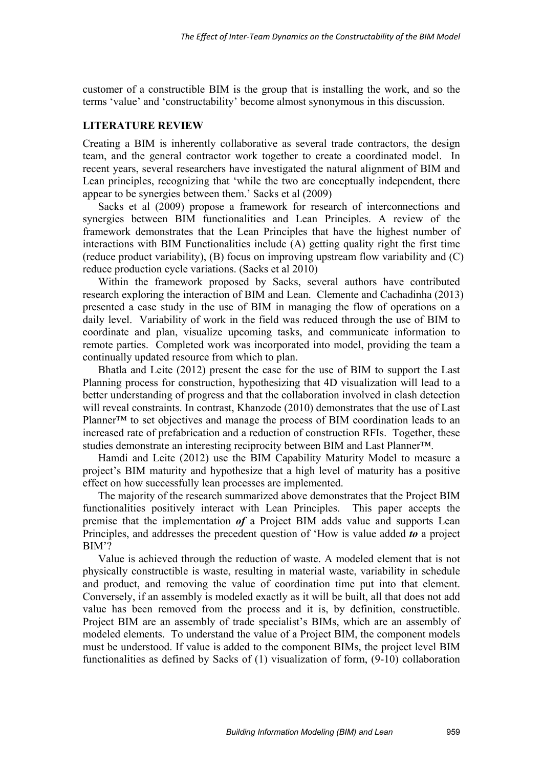customer of a constructible BIM is the group that is installing the work, and so the terms 'value' and 'constructability' become almost synonymous in this discussion.

## LITERATURE REVIEW

Creating a BIM is inherently collaborative as several trade contractors, the design team, and the general contractor work together to create a coordinated model. In recent years, several researchers have investigated the natural alignment of BIM and Lean principles, recognizing that 'while the two are conceptually independent, there appear to be synergies between them.' Sacks et al (2009)

Sacks et al (2009) propose a framework for research of interconnections and synergies between BIM functionalities and Lean Principles. A review of the framework demonstrates that the Lean Principles that have the highest number of interactions with BIM Functionalities include (A) getting quality right the first time (reduce product variability), (B) focus on improving upstream flow variability and (C) reduce production cycle variations. (Sacks et al 2010)

Within the framework proposed by Sacks, several authors have contributed research exploring the interaction of BIM and Lean. Clemente and Cachadinha (2013) presented a case study in the use of BIM in managing the flow of operations on a daily level. Variability of work in the field was reduced through the use of BIM to coordinate and plan, visualize upcoming tasks, and communicate information to remote parties. Completed work was incorporated into model, providing the team a continually updated resource from which to plan.

Bhatla and Leite (2012) present the case for the use of BIM to support the Last Planning process for construction, hypothesizing that 4D visualization will lead to a better understanding of progress and that the collaboration involved in clash detection will reveal constraints. In contrast, Khanzode (2010) demonstrates that the use of Last Planner™ to set objectives and manage the process of BIM coordination leads to an increased rate of prefabrication and a reduction of construction RFIs. Together, these studies demonstrate an interesting reciprocity between BIM and Last Planner™.

Hamdi and Leite (2012) use the BIM Capability Maturity Model to measure a project's BIM maturity and hypothesize that a high level of maturity has a positive effect on how successfully lean processes are implemented.

The majority of the research summarized above demonstrates that the Project BIM functionalities positively interact with Lean Principles. This paper accepts the premise that the implementation ***of*** a Project BIM adds value and supports Lean Principles, and addresses the precedent question of 'How is value added ***to*** a project BIM'?

Value is achieved through the reduction of waste. A modeled element that is not physically constructible is waste, resulting in material waste, variability in schedule and product, and removing the value of coordination time put into that element. Conversely, if an assembly is modeled exactly as it will be built, all that does not add value has been removed from the process and it is, by definition, constructible. Project BIM are an assembly of trade specialist's BIMs, which are an assembly of modeled elements. To understand the value of a Project BIM, the component models must be understood. If value is added to the component BIMs, the project level BIM functionalities as defined by Sacks of (1) visualization of form, (9-10) collaboration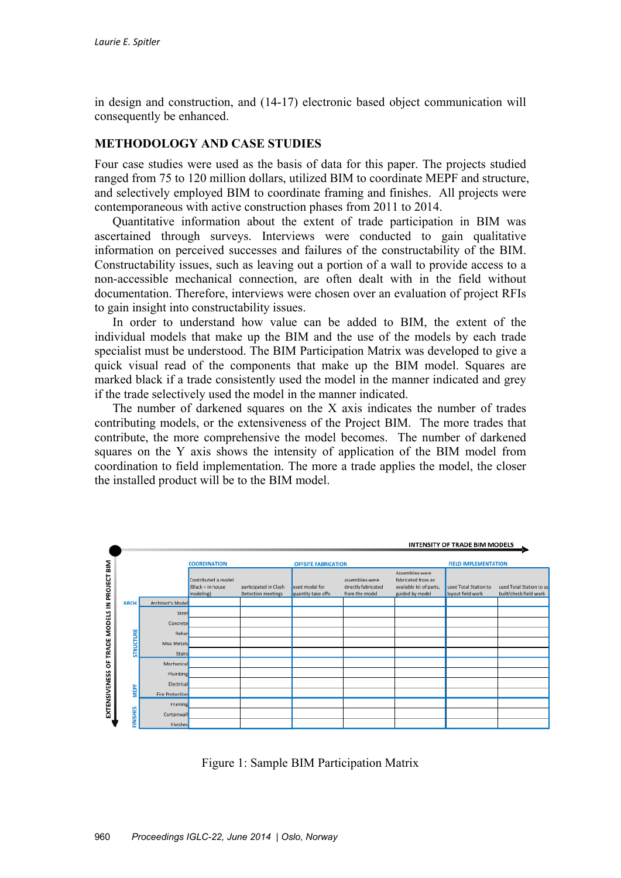in design and construction, and (14-17) electronic based object communication will consequently be enhanced.

## METHODOLOGY AND CASE STUDIES

Four case studies were used as the basis of data for this paper. The projects studied ranged from 75 to 120 million dollars, utilized BIM to coordinate MEPF and structure, and selectively employed BIM to coordinate framing and finishes. All projects were contemporaneous with active construction phases from 2011 to 2014.

Quantitative information about the extent of trade participation in BIM was ascertained through surveys. Interviews were conducted to gain qualitative information on perceived successes and failures of the constructability of the BIM. Constructability issues, such as leaving out a portion of a wall to provide access to a non-accessible mechanical connection, are often dealt with in the field without documentation. Therefore, interviews were chosen over an evaluation of project RFIs to gain insight into constructability issues.

In order to understand how value can be added to BIM, the extent of the individual models that make up the BIM and the use of the models by each trade specialist must be understood. The BIM Participation Matrix was developed to give a quick visual read of the components that make up the BIM model. Squares are marked black if a trade consistently used the model in the manner indicated and grey if the trade selectively used the model in the manner indicated.

The number of darkened squares on the X axis indicates the number of trades contributing models, or the extensiveness of the Project BIM. The more trades that contribute, the more comprehensive the model becomes. The number of darkened squares on the Y axis shows the intensity of application of the BIM model from coordination to field implementation. The more a trade applies the model, the closer the installed product will be to the BIM model.

INTENSITY OF TRADE BIM MODELS →

EXTENSIVENESS OF TRADE MODELS IN PROJECT BIM ↓

| | | COORDINATION | | OFFSITE FABRICATION | | | FIELD IMPLEMENTATION | |
|---|---|---|---|---|---|---|---|---|
| | | Contributed a model (Black = in house modeling) | participated in Clash Detection meetings | used model for quantity take offs | assemblies were directly fabricated from the model | Assemblies were fabricated from an available kit of parts, guided by model | used Total Station to layout field work | used Total Station to as built/check field work |
| ARCH | Architect's Model | | | | | | | |
| STRUCTURE | Steel | | | | | | | |
| | Concrete | | | | | | | |
| | Rebar | | | | | | | |
| | Misc Metals | | | | | | | |
| | Stairs | | | | | | | |
| MEPF | Mechanical | | | | | | | |
| | Plumbing | | | | | | | |
| | Electrical | | | | | | | |
| | Fire Protection | | | | | | | |
| FINISHES | Framing | | | | | | | |
| | Curtainwall | | | | | | | |
| | Finishes | | | | | | | |

Figure 1: Sample BIM Participation Matrix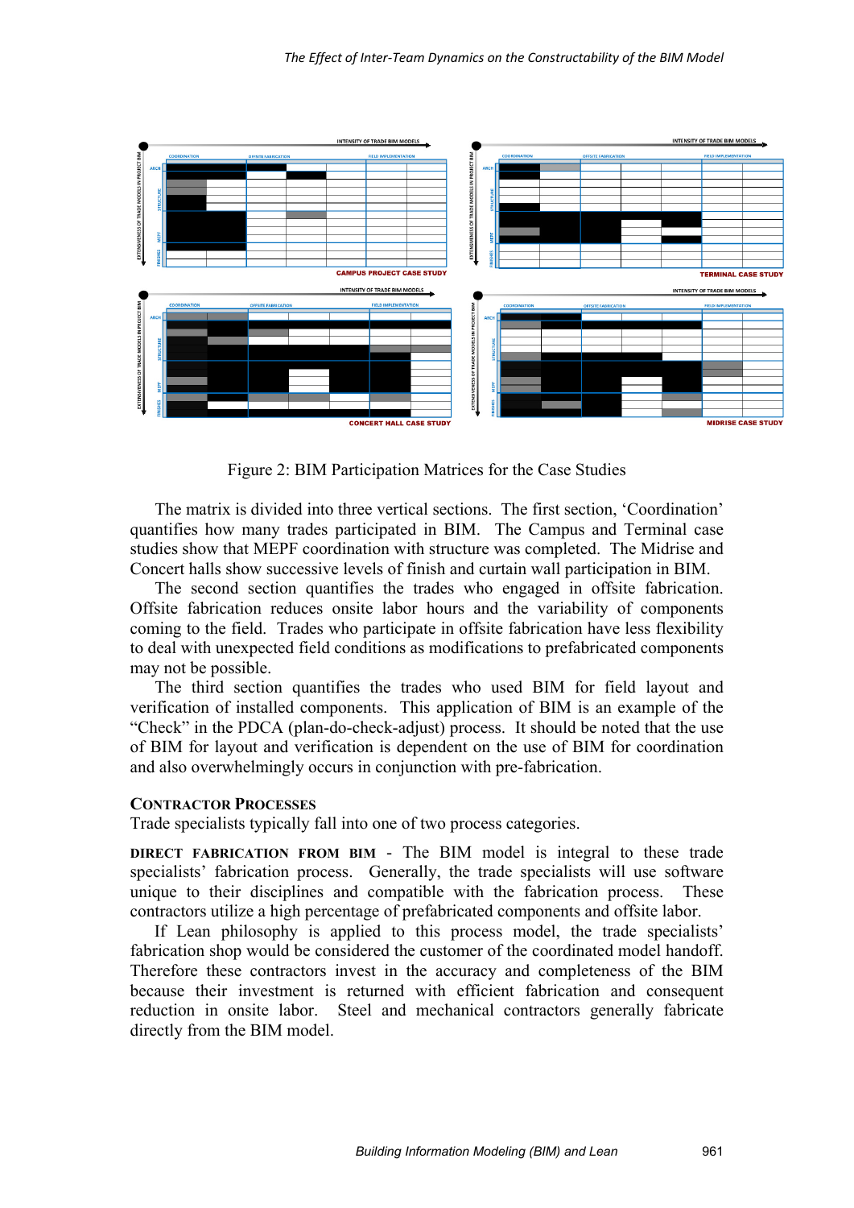Figure 2: BIM Participation Matrices for the Case Studies

The matrix is divided into three vertical sections. The first section, 'Coordination' quantifies how many trades participated in BIM. The Campus and Terminal case studies show that MEPF coordination with structure was completed. The Midrise and Concert halls show successive levels of finish and curtain wall participation in BIM.

The second section quantifies the trades who engaged in offsite fabrication. Offsite fabrication reduces onsite labor hours and the variability of components coming to the field. Trades who participate in offsite fabrication have less flexibility to deal with unexpected field conditions as modifications to prefabricated components may not be possible.

The third section quantifies the trades who used BIM for field layout and verification of installed components. This application of BIM is an example of the "Check" in the PDCA (plan-do-check-adjust) process. It should be noted that the use of BIM for layout and verification is dependent on the use of BIM for coordination and also overwhelmingly occurs in conjunction with pre-fabrication.

## CONTRACTOR PROCESSES

Trade specialists typically fall into one of two process categories.

**DIRECT FABRICATION FROM BIM** - The BIM model is integral to these trade specialists' fabrication process. Generally, the trade specialists will use software unique to their disciplines and compatible with the fabrication process. These contractors utilize a high percentage of prefabricated components and offsite labor.

If Lean philosophy is applied to this process model, the trade specialists' fabrication shop would be considered the customer of the coordinated model handoff. Therefore these contractors invest in the accuracy and completeness of the BIM because their investment is returned with efficient fabrication and consequent reduction in onsite labor. Steel and mechanical contractors generally fabricate directly from the BIM model.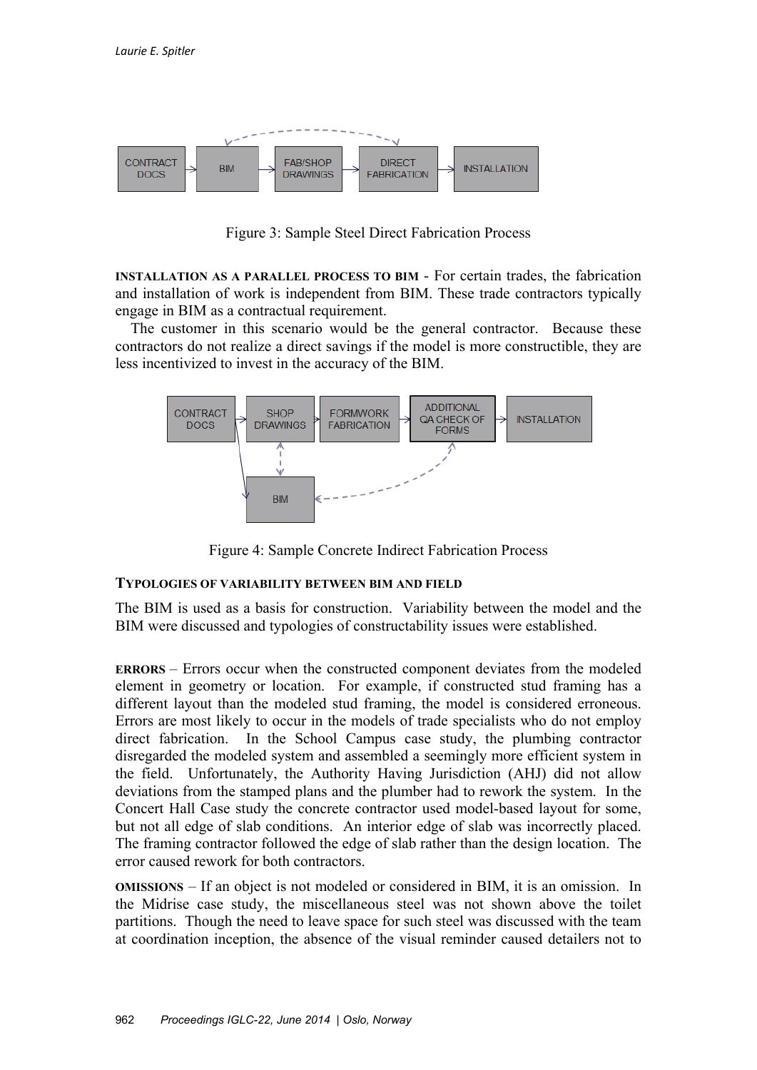Figure 3: Sample Steel Direct Fabrication Process

**INSTALLATION AS A PARALLEL PROCESS TO BIM** - For certain trades, the fabrication and installation of work is independent from BIM. These trade contractors typically engage in BIM as a contractual requirement.

The customer in this scenario would be the general contractor. Because these contractors do not realize a direct savings if the model is more constructible, they are less incentivized to invest in the accuracy of the BIM.

Figure 4: Sample Concrete Indirect Fabrication Process

## TYPOLOGIES OF VARIABILITY BETWEEN BIM AND FIELD

The BIM is used as a basis for construction. Variability between the model and the BIM were discussed and typologies of constructability issues were established.

**ERRORS** – Errors occur when the constructed component deviates from the modeled element in geometry or location. For example, if constructed stud framing has a different layout than the modeled stud framing, the model is considered erroneous. Errors are most likely to occur in the models of trade specialists who do not employ direct fabrication. In the School Campus case study, the plumbing contractor disregarded the modeled system and assembled a seemingly more efficient system in the field. Unfortunately, the Authority Having Jurisdiction (AHJ) did not allow deviations from the stamped plans and the plumber had to rework the system. In the Concert Hall Case study the concrete contractor used model-based layout for some, but not all edge of slab conditions. An interior edge of slab was incorrectly placed. The framing contractor followed the edge of slab rather than the design location. The error caused rework for both contractors.

**OMISSIONS** – If an object is not modeled or considered in BIM, it is an omission. In the Midrise case study, the miscellaneous steel was not shown above the toilet partitions. Though the need to leave space for such steel was discussed with the team at coordination inception, the absence of the visual reminder caused detailers not to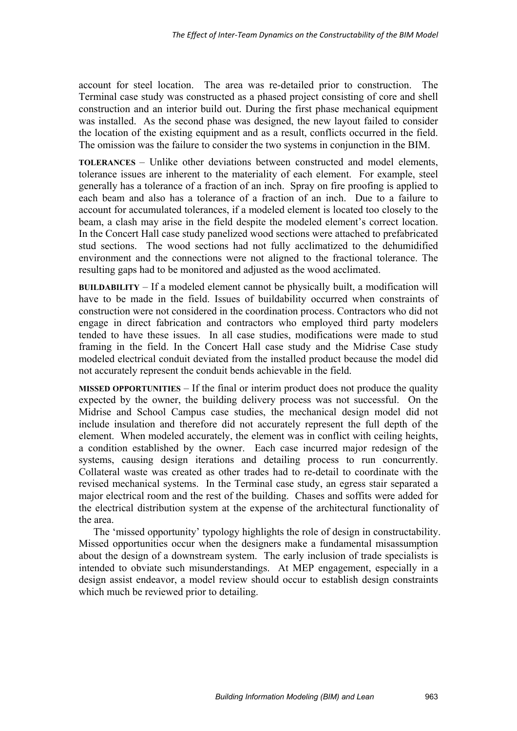account for steel location. The area was re-detailed prior to construction. The Terminal case study was constructed as a phased project consisting of core and shell construction and an interior build out. During the first phase mechanical equipment was installed. As the second phase was designed, the new layout failed to consider the location of the existing equipment and as a result, conflicts occurred in the field. The omission was the failure to consider the two systems in conjunction in the BIM.

**TOLERANCES** – Unlike other deviations between constructed and model elements, tolerance issues are inherent to the materiality of each element. For example, steel generally has a tolerance of a fraction of an inch. Spray on fire proofing is applied to each beam and also has a tolerance of a fraction of an inch. Due to a failure to account for accumulated tolerances, if a modeled element is located too closely to the beam, a clash may arise in the field despite the modeled element's correct location. In the Concert Hall case study panelized wood sections were attached to prefabricated stud sections. The wood sections had not fully acclimatized to the dehumidified environment and the connections were not aligned to the fractional tolerance. The resulting gaps had to be monitored and adjusted as the wood acclimated.

**BUILDABILITY** – If a modeled element cannot be physically built, a modification will have to be made in the field. Issues of buildability occurred when constraints of construction were not considered in the coordination process. Contractors who did not engage in direct fabrication and contractors who employed third party modelers tended to have these issues. In all case studies, modifications were made to stud framing in the field. In the Concert Hall case study and the Midrise Case study modeled electrical conduit deviated from the installed product because the model did not accurately represent the conduit bends achievable in the field.

**MISSED OPPORTUNITIES** – If the final or interim product does not produce the quality expected by the owner, the building delivery process was not successful. On the Midrise and School Campus case studies, the mechanical design model did not include insulation and therefore did not accurately represent the full depth of the element. When modeled accurately, the element was in conflict with ceiling heights, a condition established by the owner. Each case incurred major redesign of the systems, causing design iterations and detailing process to run concurrently. Collateral waste was created as other trades had to re-detail to coordinate with the revised mechanical systems. In the Terminal case study, an egress stair separated a major electrical room and the rest of the building. Chases and soffits were added for the electrical distribution system at the expense of the architectural functionality of the area.

The 'missed opportunity' typology highlights the role of design in constructability. Missed opportunities occur when the designers make a fundamental misassumption about the design of a downstream system. The early inclusion of trade specialists is intended to obviate such misunderstandings. At MEP engagement, especially in a design assist endeavor, a model review should occur to establish design constraints which much be reviewed prior to detailing.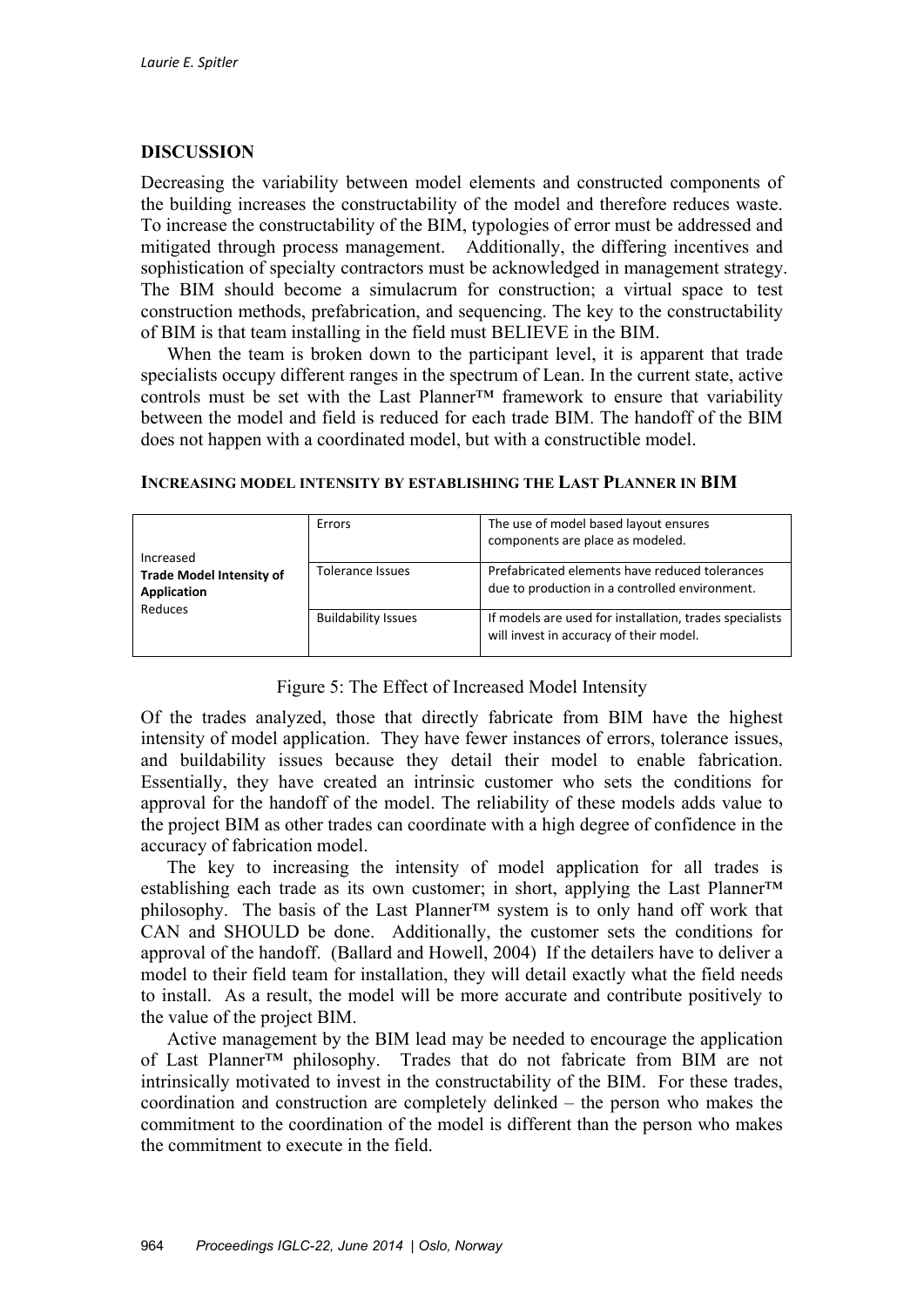## DISCUSSION

Decreasing the variability between model elements and constructed components of the building increases the constructability of the model and therefore reduces waste. To increase the constructability of the BIM, typologies of error must be addressed and mitigated through process management. Additionally, the differing incentives and sophistication of specialty contractors must be acknowledged in management strategy. The BIM should become a simulacrum for construction; a virtual space to test construction methods, prefabrication, and sequencing. The key to the constructability of BIM is that team installing in the field must BELIEVE in the BIM.

When the team is broken down to the participant level, it is apparent that trade specialists occupy different ranges in the spectrum of Lean. In the current state, active controls must be set with the Last Planner™ framework to ensure that variability between the model and field is reduced for each trade BIM. The handoff of the BIM does not happen with a coordinated model, but with a constructible model.

### INCREASING MODEL INTENSITY BY ESTABLISHING THE LAST PLANNER IN BIM

| | | |
|---|---|---|
| Increased **Trade Model Intensity of Application** Reduces | Errors | The use of model based layout ensures components are place as modeled. |
| | Tolerance Issues | Prefabricated elements have reduced tolerances due to production in a controlled environment. |
| | Buildability Issues | If models are used for installation, trades specialists will invest in accuracy of their model. |

Figure 5: The Effect of Increased Model Intensity

Of the trades analyzed, those that directly fabricate from BIM have the highest intensity of model application. They have fewer instances of errors, tolerance issues, and buildability issues because they detail their model to enable fabrication. Essentially, they have created an intrinsic customer who sets the conditions for approval for the handoff of the model. The reliability of these models adds value to the project BIM as other trades can coordinate with a high degree of confidence in the accuracy of fabrication model.

The key to increasing the intensity of model application for all trades is establishing each trade as its own customer; in short, applying the Last Planner™ philosophy. The basis of the Last Planner™ system is to only hand off work that CAN and SHOULD be done. Additionally, the customer sets the conditions for approval of the handoff. (Ballard and Howell, 2004) If the detailers have to deliver a model to their field team for installation, they will detail exactly what the field needs to install. As a result, the model will be more accurate and contribute positively to the value of the project BIM.

Active management by the BIM lead may be needed to encourage the application of Last Planner™ philosophy. Trades that do not fabricate from BIM are not intrinsically motivated to invest in the constructability of the BIM. For these trades, coordination and construction are completely delinked – the person who makes the commitment to the coordination of the model is different than the person who makes the commitment to execute in the field.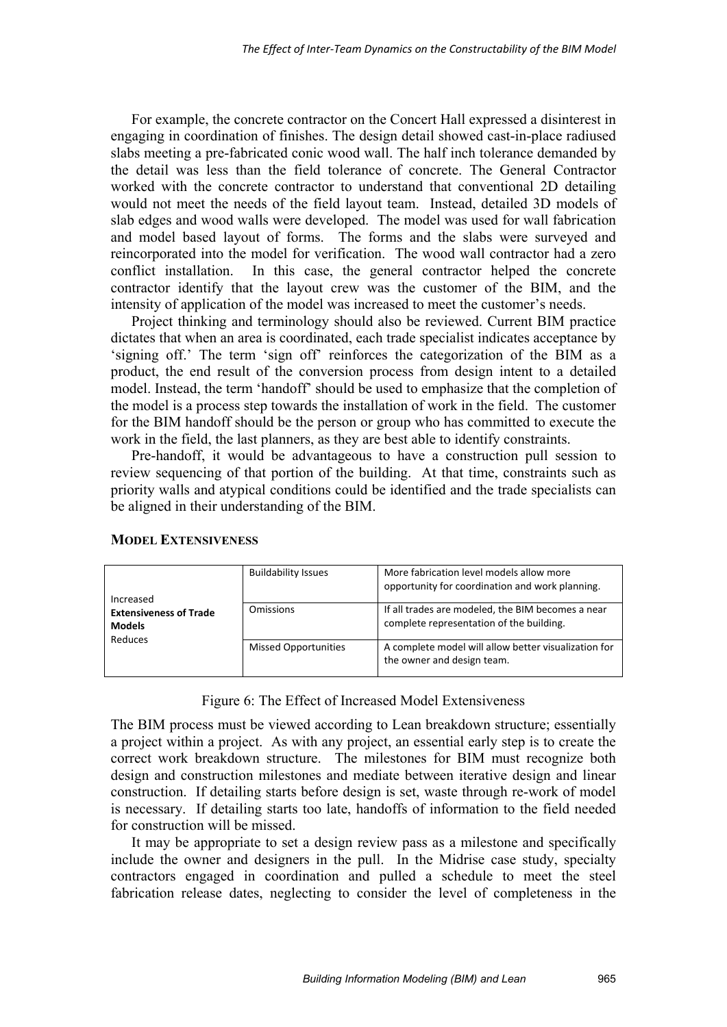For example, the concrete contractor on the Concert Hall expressed a disinterest in engaging in coordination of finishes. The design detail showed cast-in-place radiused slabs meeting a pre-fabricated conic wood wall. The half inch tolerance demanded by the detail was less than the field tolerance of concrete. The General Contractor worked with the concrete contractor to understand that conventional 2D detailing would not meet the needs of the field layout team. Instead, detailed 3D models of slab edges and wood walls were developed. The model was used for wall fabrication and model based layout of forms. The forms and the slabs were surveyed and reincorporated into the model for verification. The wood wall contractor had a zero conflict installation. In this case, the general contractor helped the concrete contractor identify that the layout crew was the customer of the BIM, and the intensity of application of the model was increased to meet the customer's needs.

Project thinking and terminology should also be reviewed. Current BIM practice dictates that when an area is coordinated, each trade specialist indicates acceptance by 'signing off.' The term 'sign off' reinforces the categorization of the BIM as a product, the end result of the conversion process from design intent to a detailed model. Instead, the term 'handoff' should be used to emphasize that the completion of the model is a process step towards the installation of work in the field. The customer for the BIM handoff should be the person or group who has committed to execute the work in the field, the last planners, as they are best able to identify constraints.

Pre-handoff, it would be advantageous to have a construction pull session to review sequencing of that portion of the building. At that time, constraints such as priority walls and atypical conditions could be identified and the trade specialists can be aligned in their understanding of the BIM.

### MODEL EXTENSIVENESS

| Increased **Extensiveness of Trade Models** Reduces | Buildability Issues | More fabrication level models allow more opportunity for coordination and work planning. |
|---|---|---|
| | Omissions | If all trades are modeled, the BIM becomes a near complete representation of the building. |
| | Missed Opportunities | A complete model will allow better visualization for the owner and design team. |

Figure 6: The Effect of Increased Model Extensiveness

The BIM process must be viewed according to Lean breakdown structure; essentially a project within a project. As with any project, an essential early step is to create the correct work breakdown structure. The milestones for BIM must recognize both design and construction milestones and mediate between iterative design and linear construction. If detailing starts before design is set, waste through re-work of model is necessary. If detailing starts too late, handoffs of information to the field needed for construction will be missed.

It may be appropriate to set a design review pass as a milestone and specifically include the owner and designers in the pull. In the Midrise case study, specialty contractors engaged in coordination and pulled a schedule to meet the steel fabrication release dates, neglecting to consider the level of completeness in the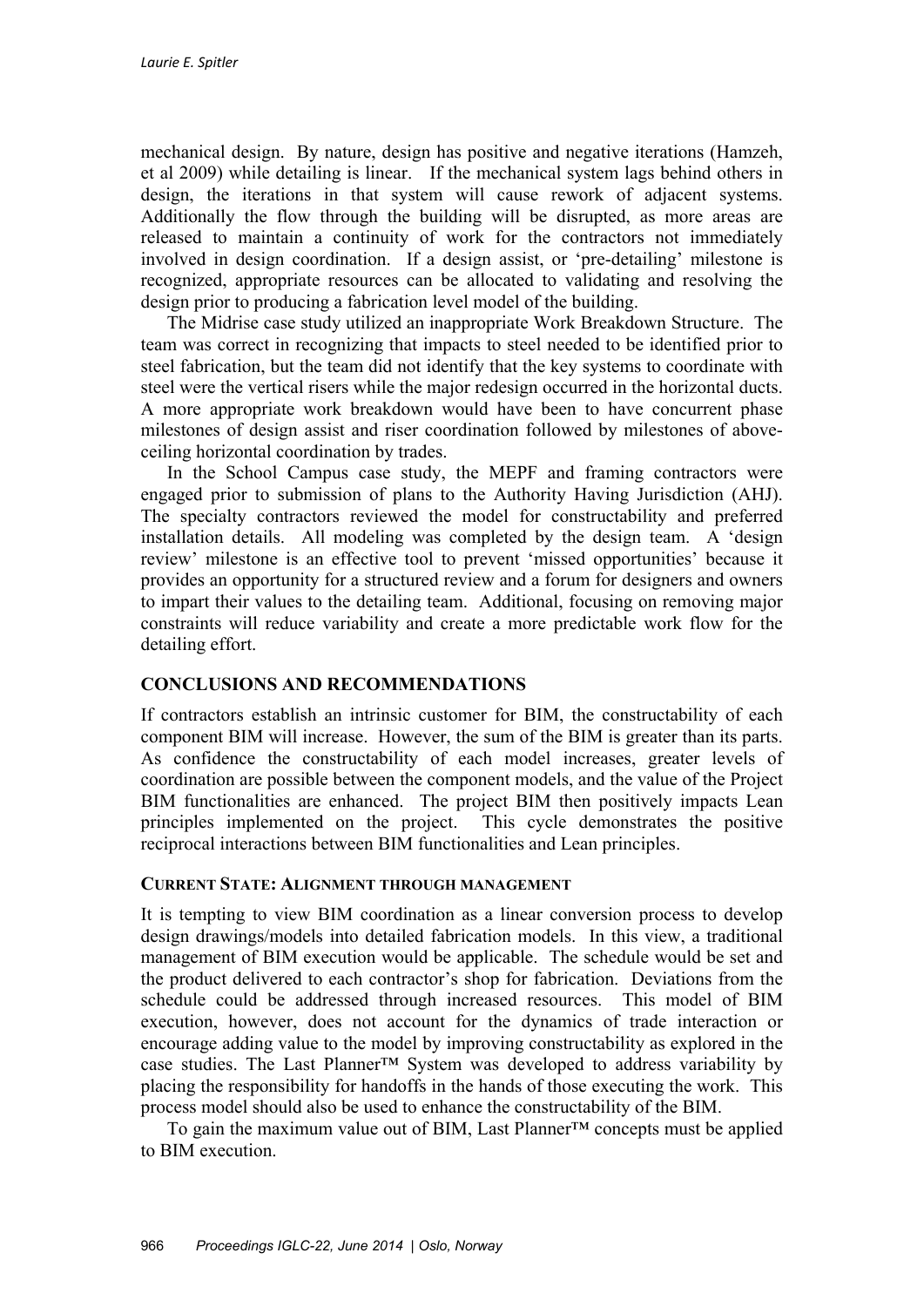mechanical design. By nature, design has positive and negative iterations (Hamzeh, et al 2009) while detailing is linear. If the mechanical system lags behind others in design, the iterations in that system will cause rework of adjacent systems. Additionally the flow through the building will be disrupted, as more areas are released to maintain a continuity of work for the contractors not immediately involved in design coordination. If a design assist, or 'pre-detailing' milestone is recognized, appropriate resources can be allocated to validating and resolving the design prior to producing a fabrication level model of the building.

The Midrise case study utilized an inappropriate Work Breakdown Structure. The team was correct in recognizing that impacts to steel needed to be identified prior to steel fabrication, but the team did not identify that the key systems to coordinate with steel were the vertical risers while the major redesign occurred in the horizontal ducts. A more appropriate work breakdown would have been to have concurrent phase milestones of design assist and riser coordination followed by milestones of above-ceiling horizontal coordination by trades.

In the School Campus case study, the MEPF and framing contractors were engaged prior to submission of plans to the Authority Having Jurisdiction (AHJ). The specialty contractors reviewed the model for constructability and preferred installation details. All modeling was completed by the design team. A 'design review' milestone is an effective tool to prevent 'missed opportunities' because it provides an opportunity for a structured review and a forum for designers and owners to impart their values to the detailing team. Additional, focusing on removing major constraints will reduce variability and create a more predictable work flow for the detailing effort.

## CONCLUSIONS AND RECOMMENDATIONS

If contractors establish an intrinsic customer for BIM, the constructability of each component BIM will increase. However, the sum of the BIM is greater than its parts. As confidence the constructability of each model increases, greater levels of coordination are possible between the component models, and the value of the Project BIM functionalities are enhanced. The project BIM then positively impacts Lean principles implemented on the project. This cycle demonstrates the positive reciprocal interactions between BIM functionalities and Lean principles.

### CURRENT STATE: ALIGNMENT THROUGH MANAGEMENT

It is tempting to view BIM coordination as a linear conversion process to develop design drawings/models into detailed fabrication models. In this view, a traditional management of BIM execution would be applicable. The schedule would be set and the product delivered to each contractor's shop for fabrication. Deviations from the schedule could be addressed through increased resources. This model of BIM execution, however, does not account for the dynamics of trade interaction or encourage adding value to the model by improving constructability as explored in the case studies. The Last Planner™ System was developed to address variability by placing the responsibility for handoffs in the hands of those executing the work. This process model should also be used to enhance the constructability of the BIM.

To gain the maximum value out of BIM, Last Planner™ concepts must be applied to BIM execution.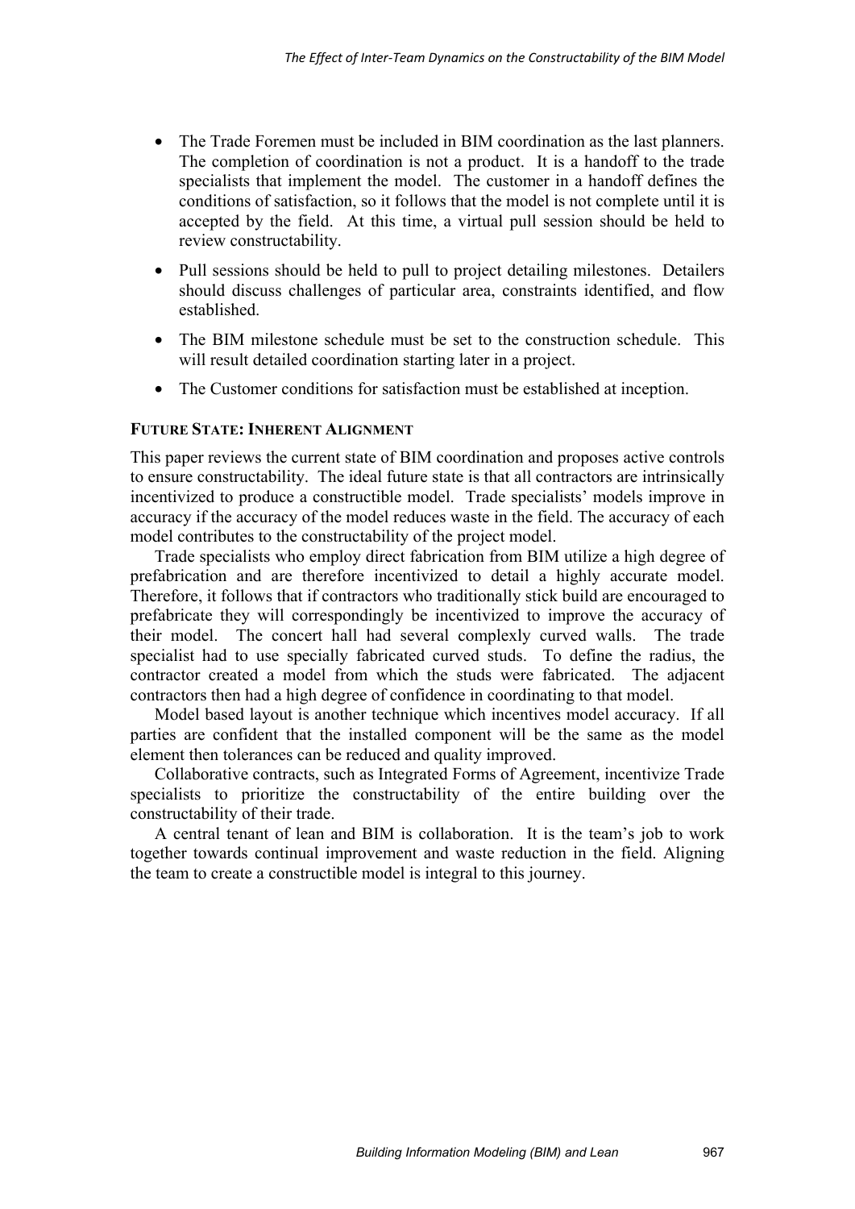- The Trade Foremen must be included in BIM coordination as the last planners. The completion of coordination is not a product. It is a handoff to the trade specialists that implement the model. The customer in a handoff defines the conditions of satisfaction, so it follows that the model is not complete until it is accepted by the field. At this time, a virtual pull session should be held to review constructability.
- Pull sessions should be held to pull to project detailing milestones. Detailers should discuss challenges of particular area, constraints identified, and flow established.
- The BIM milestone schedule must be set to the construction schedule. This will result detailed coordination starting later in a project.
- The Customer conditions for satisfaction must be established at inception.

### FUTURE STATE: INHERENT ALIGNMENT

This paper reviews the current state of BIM coordination and proposes active controls to ensure constructability. The ideal future state is that all contractors are intrinsically incentivized to produce a constructible model. Trade specialists' models improve in accuracy if the accuracy of the model reduces waste in the field. The accuracy of each model contributes to the constructability of the project model.

Trade specialists who employ direct fabrication from BIM utilize a high degree of prefabrication and are therefore incentivized to detail a highly accurate model. Therefore, it follows that if contractors who traditionally stick build are encouraged to prefabricate they will correspondingly be incentivized to improve the accuracy of their model. The concert hall had several complexly curved walls. The trade specialist had to use specially fabricated curved studs. To define the radius, the contractor created a model from which the studs were fabricated. The adjacent contractors then had a high degree of confidence in coordinating to that model.

Model based layout is another technique which incentives model accuracy. If all parties are confident that the installed component will be the same as the model element then tolerances can be reduced and quality improved.

Collaborative contracts, such as Integrated Forms of Agreement, incentivize Trade specialists to prioritize the constructability of the entire building over the constructability of their trade.

A central tenant of lean and BIM is collaboration. It is the team's job to work together towards continual improvement and waste reduction in the field. Aligning the team to create a constructible model is integral to this journey.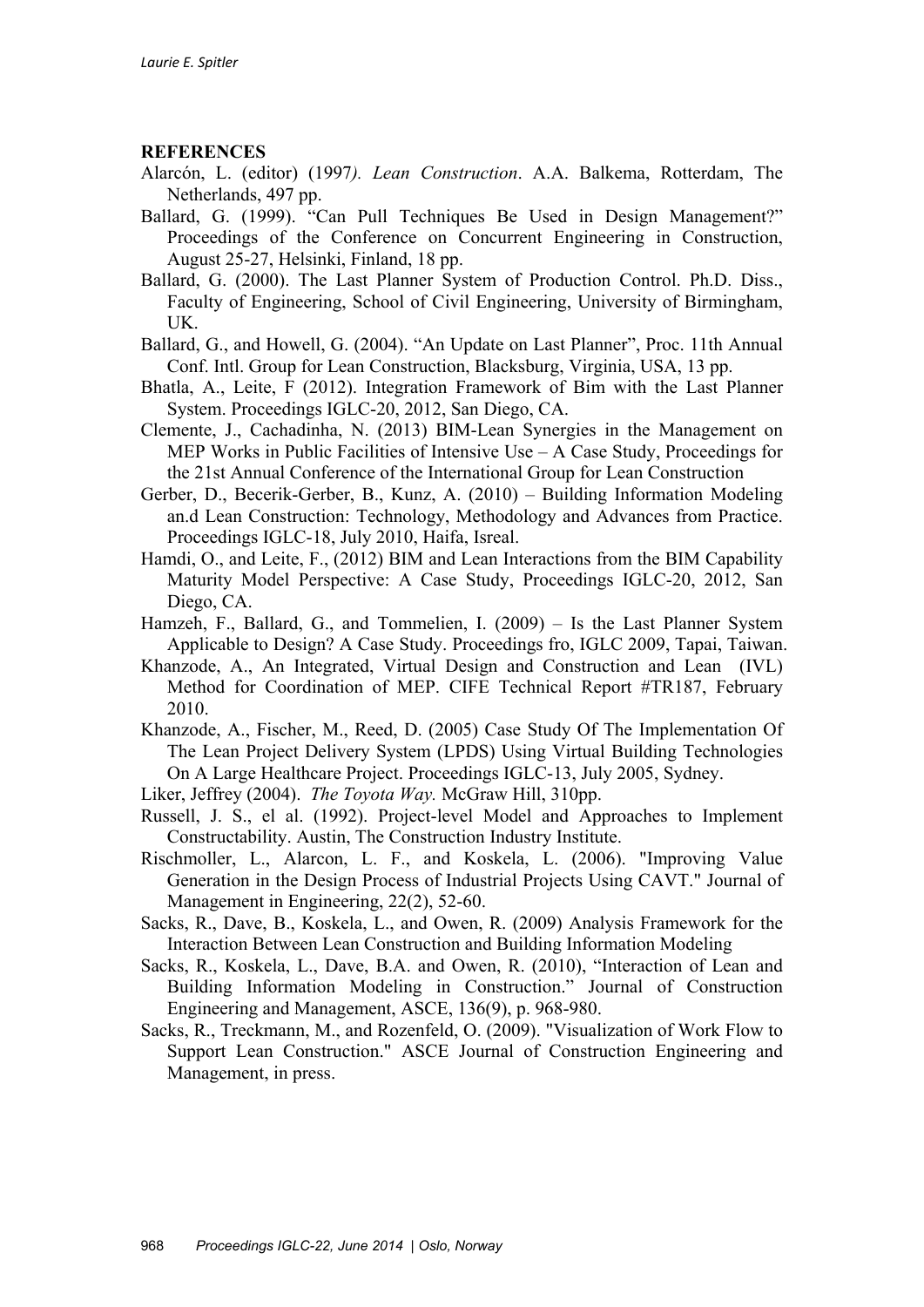## REFERENCES

Alarcón, L. (editor) (1997*). Lean Construction*. A.A. Balkema, Rotterdam, The Netherlands, 497 pp.

Ballard, G. (1999). "Can Pull Techniques Be Used in Design Management?" Proceedings of the Conference on Concurrent Engineering in Construction, August 25-27, Helsinki, Finland, 18 pp.

Ballard, G. (2000). The Last Planner System of Production Control. Ph.D. Diss., Faculty of Engineering, School of Civil Engineering, University of Birmingham, UK.

Ballard, G., and Howell, G. (2004). "An Update on Last Planner", Proc. 11th Annual Conf. Intl. Group for Lean Construction, Blacksburg, Virginia, USA, 13 pp.

Bhatla, A., Leite, F (2012). Integration Framework of Bim with the Last Planner System. Proceedings IGLC-20, 2012, San Diego, CA.

Clemente, J., Cachadinha, N. (2013) BIM-Lean Synergies in the Management on MEP Works in Public Facilities of Intensive Use – A Case Study, Proceedings for the 21st Annual Conference of the International Group for Lean Construction

Gerber, D., Becerik-Gerber, B., Kunz, A. (2010) – Building Information Modeling an.d Lean Construction: Technology, Methodology and Advances from Practice. Proceedings IGLC-18, July 2010, Haifa, Isreal.

Hamdi, O., and Leite, F., (2012) BIM and Lean Interactions from the BIM Capability Maturity Model Perspective: A Case Study, Proceedings IGLC-20, 2012, San Diego, CA.

Hamzeh, F., Ballard, G., and Tommelien, I. (2009) – Is the Last Planner System Applicable to Design? A Case Study. Proceedings fro, IGLC 2009, Tapai, Taiwan.

Khanzode, A., An Integrated, Virtual Design and Construction and Lean (IVL) Method for Coordination of MEP. CIFE Technical Report #TR187, February 2010.

Khanzode, A., Fischer, M., Reed, D. (2005) Case Study Of The Implementation Of The Lean Project Delivery System (LPDS) Using Virtual Building Technologies On A Large Healthcare Project. Proceedings IGLC-13, July 2005, Sydney.

Liker, Jeffrey (2004). *The Toyota Way.* McGraw Hill, 310pp.

Russell, J. S., el al. (1992). Project-level Model and Approaches to Implement Constructability. Austin, The Construction Industry Institute.

Rischmoller, L., Alarcon, L. F., and Koskela, L. (2006). "Improving Value Generation in the Design Process of Industrial Projects Using CAVT." Journal of Management in Engineering, 22(2), 52-60.

Sacks, R., Dave, B., Koskela, L., and Owen, R. (2009) Analysis Framework for the Interaction Between Lean Construction and Building Information Modeling

Sacks, R., Koskela, L., Dave, B.A. and Owen, R. (2010), "Interaction of Lean and Building Information Modeling in Construction." Journal of Construction Engineering and Management, ASCE, 136(9), p. 968-980.

Sacks, R., Treckmann, M., and Rozenfeld, O. (2009). "Visualization of Work Flow to Support Lean Construction." ASCE Journal of Construction Engineering and Management, in press.